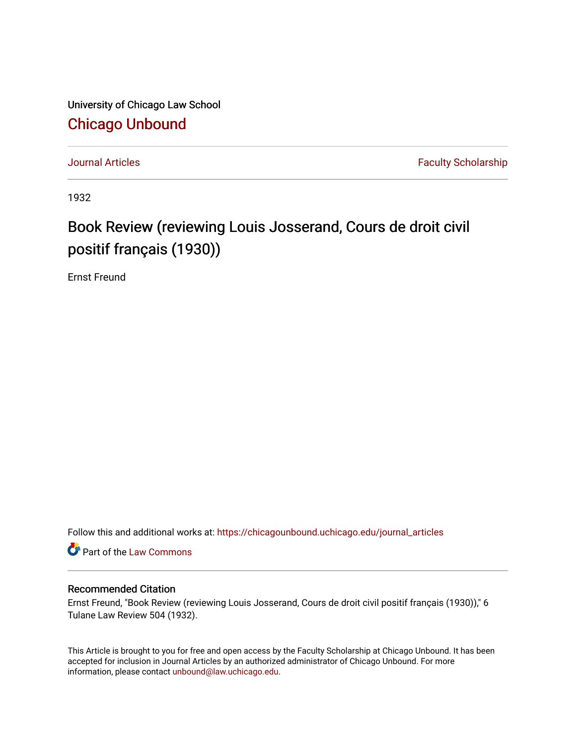University of Chicago Law School

# Chicago Unbound

Journal Articles | Faculty Scholarship

1932

# Book Review (reviewing Louis Josserand, Cours de droit civil positif français (1930))

Ernst Freund

Follow this and additional works at: https://chicagounbound.uchicago.edu/journal_articles

Part of the Law Commons

### Recommended Citation

Ernst Freund, "Book Review (reviewing Louis Josserand, Cours de droit civil positif français (1930))," 6 Tulane Law Review 504 (1932).

This Article is brought to you for free and open access by the Faculty Scholarship at Chicago Unbound. It has been accepted for inclusion in Journal Articles by an authorized administrator of Chicago Unbound. For more information, please contact unbound@law.uchicago.edu.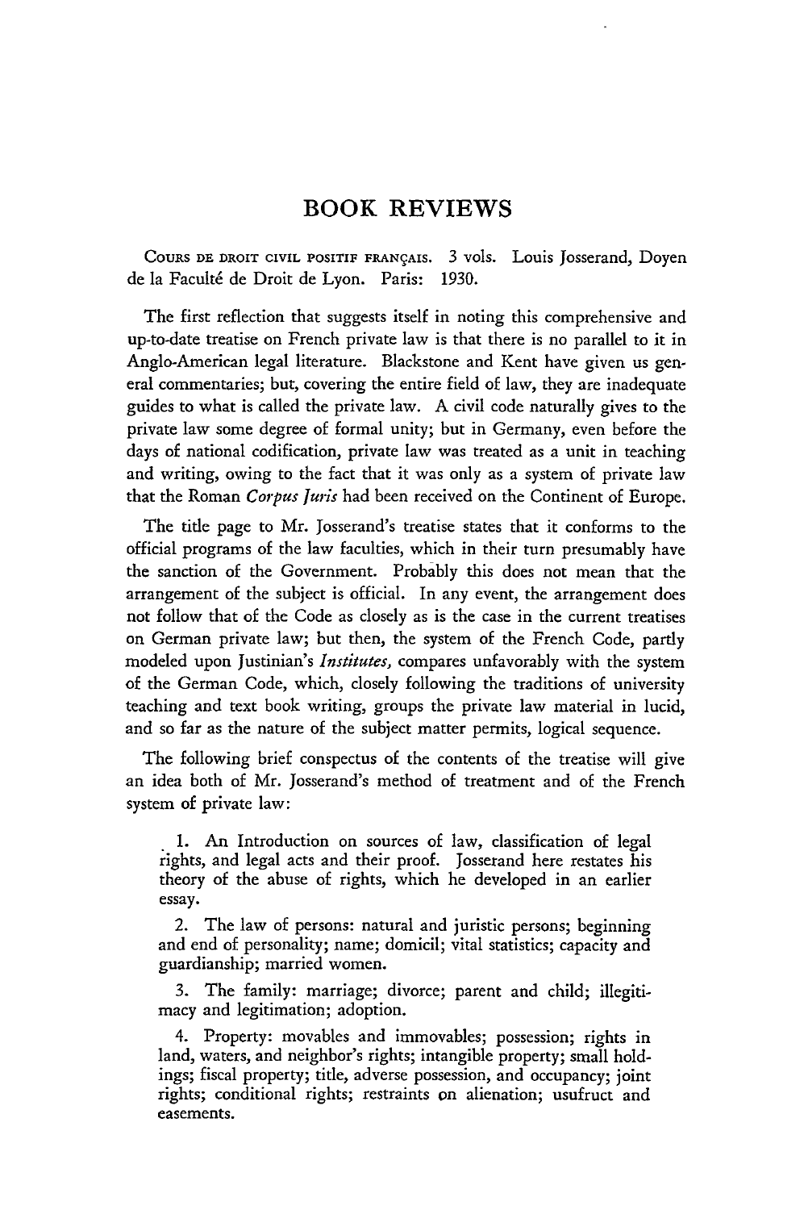# BOOK REVIEWS

COURS DE DROIT CIVIL POSITIF FRANÇAIS. 3 vols. Louis Josserand, Doyen de la Faculté de Droit de Lyon. Paris: 1930.

The first reflection that suggests itself in noting this comprehensive and up-to-date treatise on French private law is that there is no parallel to it in Anglo-American legal literature. Blackstone and Kent have given us general commentaries; but, covering the entire field of law, they are inadequate guides to what is called the private law. A civil code naturally gives to the private law some degree of formal unity; but in Germany, even before the days of national codification, private law was treated as a unit in teaching and writing, owing to the fact that it was only as a system of private law that the Roman *Corpus Juris* had been received on the Continent of Europe.

The title page to Mr. Josserand's treatise states that it conforms to the official programs of the law faculties, which in their turn presumably have the sanction of the Government. Probably this does not mean that the arrangement of the subject is official. In any event, the arrangement does not follow that of the Code as closely as is the case in the current treatises on German private law; but then, the system of the French Code, partly modeled upon Justinian's *Institutes,* compares unfavorably with the system of the German Code, which, closely following the traditions of university teaching and text book writing, groups the private law material in lucid, and so far as the nature of the subject matter permits, logical sequence.

The following brief conspectus of the contents of the treatise will give an idea both of Mr. Josserand's method of treatment and of the French system of private law:

> 1. An Introduction on sources of law, classification of legal rights, and legal acts and their proof. Josserand here restates his theory of the abuse of rights, which he developed in an earlier essay.
>
> 2. The law of persons: natural and juristic persons; beginning and end of personality; name; domicil; vital statistics; capacity and guardianship; married women.
>
> 3. The family: marriage; divorce; parent and child; illegitimacy and legitimation; adoption.
>
> 4. Property: movables and immovables; possession; rights in land, waters, and neighbor's rights; intangible property; small holdings; fiscal property; title, adverse possession, and occupancy; joint rights; conditional rights; restraints on alienation; usufruct and easements.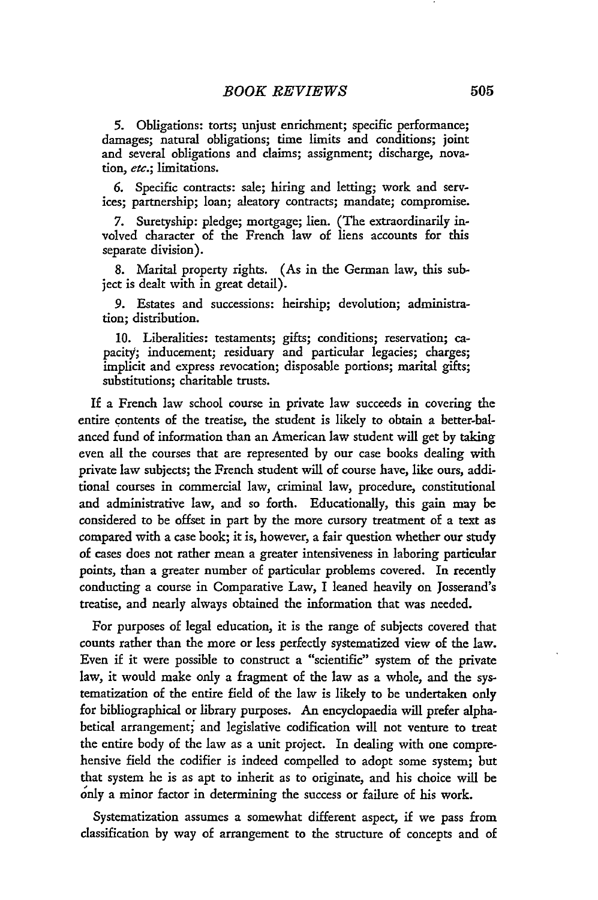5. Obligations: torts; unjust enrichment; specific performance; damages; natural obligations; time limits and conditions; joint and several obligations and claims; assignment; discharge, novation, *etc.*; limitations.

6. Specific contracts: sale; hiring and letting; work and services; partnership; loan; aleatory contracts; mandate; compromise.

7. Suretyship: pledge; mortgage; lien. (The extraordinarily involved character of the French law of liens accounts for this separate division).

8. Marital property rights. (As in the German law, this subject is dealt with in great detail).

9. Estates and successions: heirship; devolution; administration; distribution.

10. Liberalities: testaments; gifts; conditions; reservation; capacity; inducement; residuary and particular legacies; charges; implicit and express revocation; disposable portions; marital gifts; substitutions; charitable trusts.

If a French law school course in private law succeeds in covering the entire contents of the treatise, the student is likely to obtain a better-balanced fund of information than an American law student will get by taking even all the courses that are represented by our case books dealing with private law subjects; the French student will of course have, like ours, additional courses in commercial law, criminal law, procedure, constitutional and administrative law, and so forth. Educationally, this gain may be considered to be offset in part by the more cursory treatment of a text as compared with a case book; it is, however, a fair question whether our study of cases does not rather mean a greater intensiveness in laboring particular points, than a greater number of particular problems covered. In recently conducting a course in Comparative Law, I leaned heavily on Josserand's treatise, and nearly always obtained the information that was needed.

For purposes of legal education, it is the range of subjects covered that counts rather than the more or less perfectly systematized view of the law. Even if it were possible to construct a "scientific" system of the private law, it would make only a fragment of the law as a whole, and the systematization of the entire field of the law is likely to be undertaken only for bibliographical or library purposes. An encyclopaedia will prefer alphabetical arrangement; and legislative codification will not venture to treat the entire body of the law as a unit project. In dealing with one comprehensive field the codifier is indeed compelled to adopt some system; but that system he is as apt to inherit as to originate, and his choice will be only a minor factor in determining the success or failure of his work.

Systematization assumes a somewhat different aspect, if we pass from classification by way of arrangement to the structure of concepts and of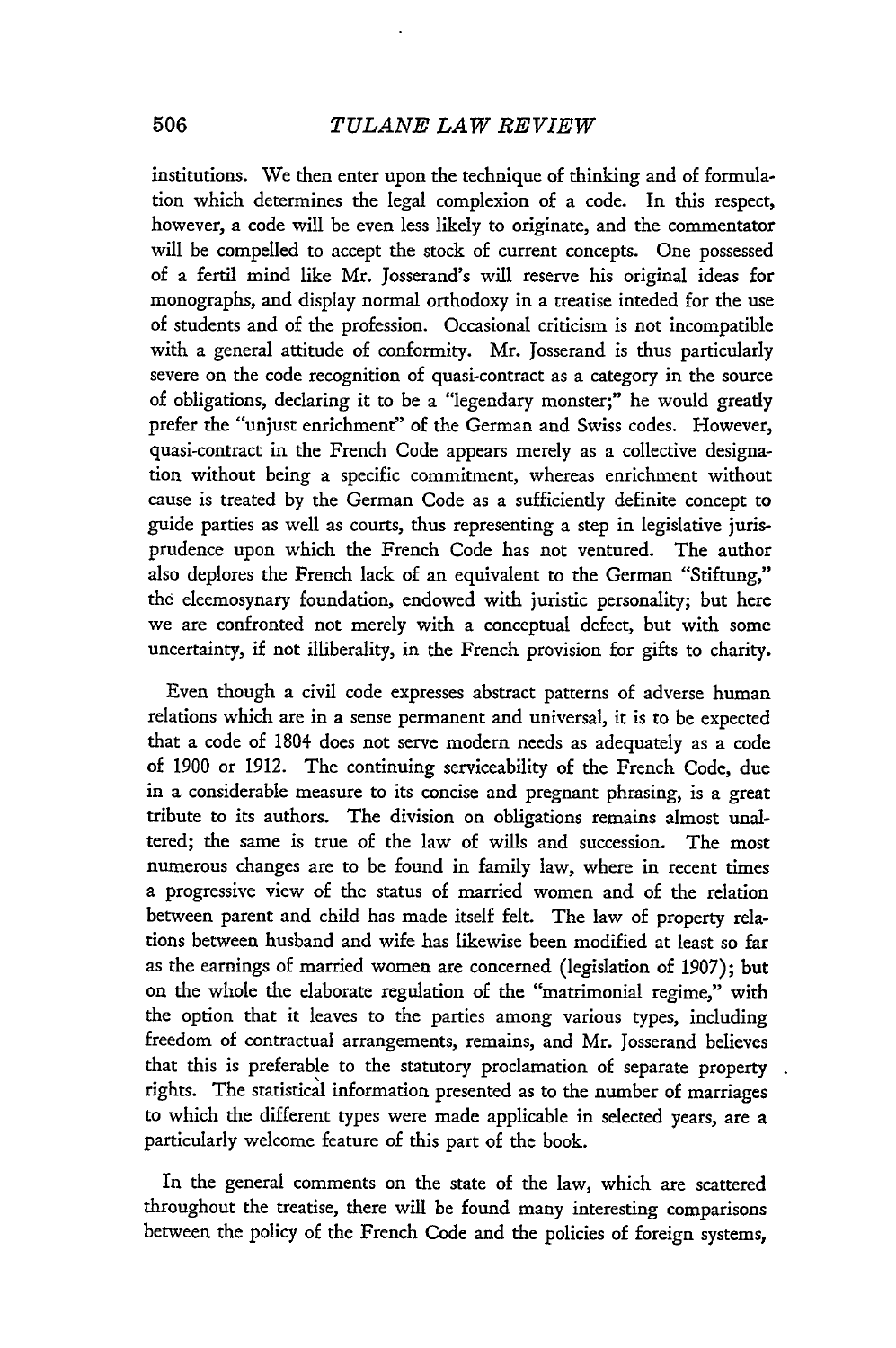institutions. We then enter upon the technique of thinking and of formulation which determines the legal complexion of a code. In this respect, however, a code will be even less likely to originate, and the commentator will be compelled to accept the stock of current concepts. One possessed of a fertil mind like Mr. Josserand's will reserve his original ideas for monographs, and display normal orthodoxy in a treatise inteded for the use of students and of the profession. Occasional criticism is not incompatible with a general attitude of conformity. Mr. Josserand is thus particularly severe on the code recognition of quasi-contract as a category in the source of obligations, declaring it to be a "legendary monster;" he would greatly prefer the "unjust enrichment" of the German and Swiss codes. However, quasi-contract in the French Code appears merely as a collective designation without being a specific commitment, whereas enrichment without cause is treated by the German Code as a sufficiently definite concept to guide parties as well as courts, thus representing a step in legislative jurisprudence upon which the French Code has not ventured. The author also deplores the French lack of an equivalent to the German "Stiftung," the eleemosynary foundation, endowed with juristic personality; but here we are confronted not merely with a conceptual defect, but with some uncertainty, if not illiberality, in the French provision for gifts to charity.

Even though a civil code expresses abstract patterns of adverse human relations which are in a sense permanent and universal, it is to be expected that a code of 1804 does not serve modern needs as adequately as a code of 1900 or 1912. The continuing serviceability of the French Code, due in a considerable measure to its concise and pregnant phrasing, is a great tribute to its authors. The division on obligations remains almost unaltered; the same is true of the law of wills and succession. The most numerous changes are to be found in family law, where in recent times a progressive view of the status of married women and of the relation between parent and child has made itself felt. The law of property relations between husband and wife has likewise been modified at least so far as the earnings of married women are concerned (legislation of 1907); but on the whole the elaborate regulation of the "matrimonial regime," with the option that it leaves to the parties among various types, including freedom of contractual arrangements, remains, and Mr. Josserand believes that this is preferable to the statutory proclamation of separate property rights. The statistical information presented as to the number of marriages to which the different types were made applicable in selected years, are a particularly welcome feature of this part of the book.

In the general comments on the state of the law, which are scattered throughout the treatise, there will be found many interesting comparisons between the policy of the French Code and the policies of foreign systems,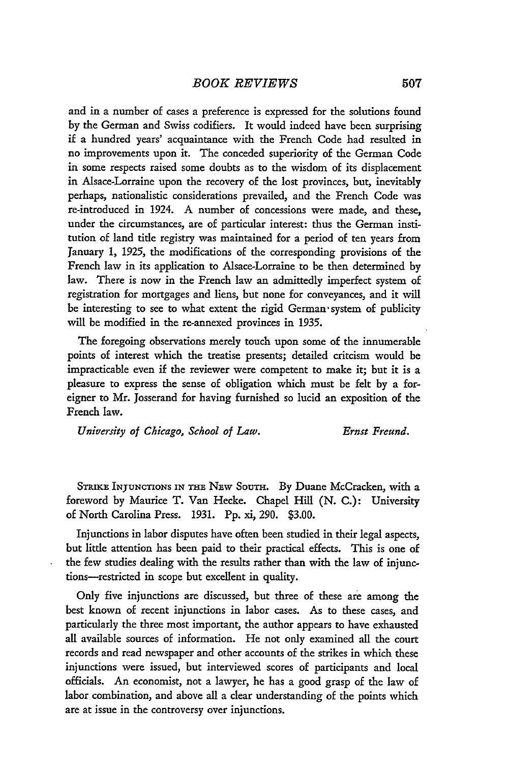and in a number of cases a preference is expressed for the solutions found by the German and Swiss codifiers. It would indeed have been surprising if a hundred years' acquaintance with the French Code had resulted in no improvements upon it. The conceded superiority of the German Code in some respects raised some doubts as to the wisdom of its displacement in Alsace-Lorraine upon the recovery of the lost provinces, but, inevitably perhaps, nationalistic considerations prevailed, and the French Code was re-introduced in 1924. A number of concessions were made, and these, under the circumstances, are of particular interest: thus the German institution of land title registry was maintained for a period of ten years from January 1, 1925, the modifications of the corresponding provisions of the French law in its application to Alsace-Lorraine to be then determined by law. There is now in the French law an admittedly imperfect system of registration for mortgages and liens, but none for conveyances, and it will be interesting to see to what extent the rigid German system of publicity will be modified in the re-annexed provinces in 1935.

The foregoing observations merely touch upon some of the innumerable points of interest which the treatise presents; detailed critcism would be impracticable even if the reviewer were competent to make it; but it is a pleasure to express the sense of obligation which must be felt by a foreigner to Mr. Josserand for having furnished so lucid an exposition of the French law.

*University of Chicago, School of Law.* *Ernst Freund.*

STRIKE INJUNCTIONS IN THE NEW SOUTH. By Duane McCracken, with a foreword by Maurice T. Van Hecke. Chapel Hill (N. C.): University of North Carolina Press. 1931. Pp. xi, 290. $3.00.

Injunctions in labor disputes have often been studied in their legal aspects, but little attention has been paid to their practical effects. This is one of the few studies dealing with the results rather than with the law of injunctions—restricted in scope but excellent in quality.

Only five injunctions are discussed, but three of these are among the best known of recent injunctions in labor cases. As to these cases, and particularly the three most important, the author appears to have exhausted all available sources of information. He not only examined all the court records and read newspaper and other accounts of the strikes in which these injunctions were issued, but interviewed scores of participants and local officials. An economist, not a lawyer, he has a good grasp of the law of labor combination, and above all a clear understanding of the points which are at issue in the controversy over injunctions.